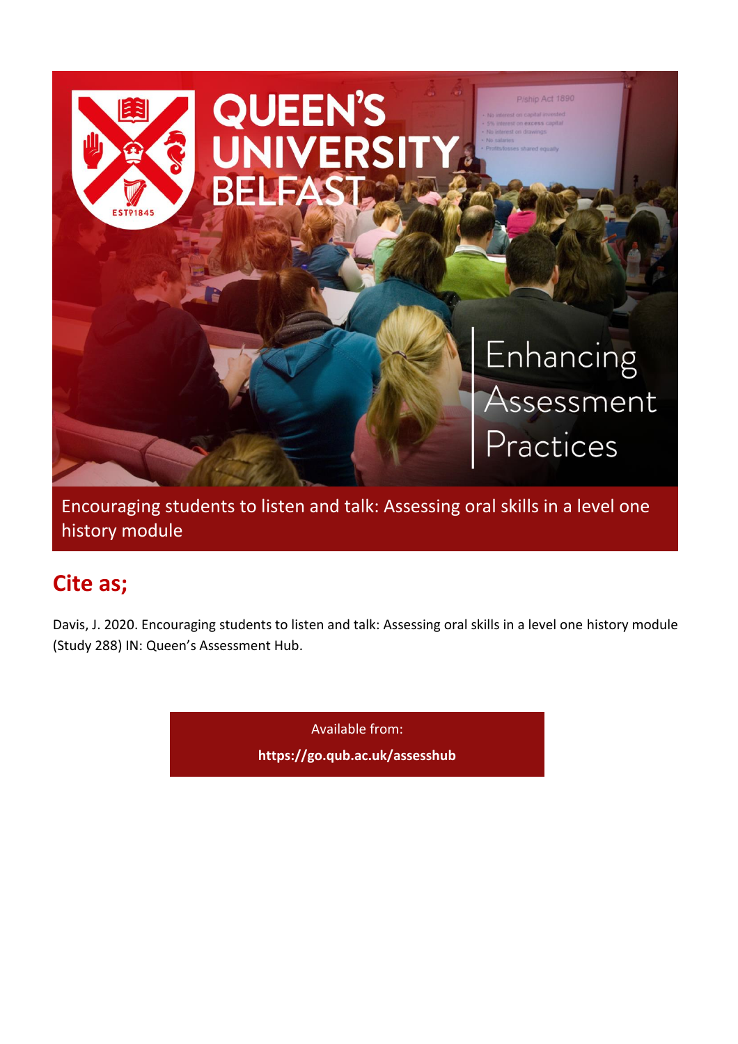QUEEN'S UNIVERSITY BELFAST

Enhancing Assessment Practices

# Encouraging students to listen and talk: Assessing oral skills in a level one history module

## Cite as;

Davis, J. 2020. Encouraging students to listen and talk: Assessing oral skills in a level one history module (Study 288) IN: Queen's Assessment Hub.

Available from:

**https://go.qub.ac.uk/assesshub**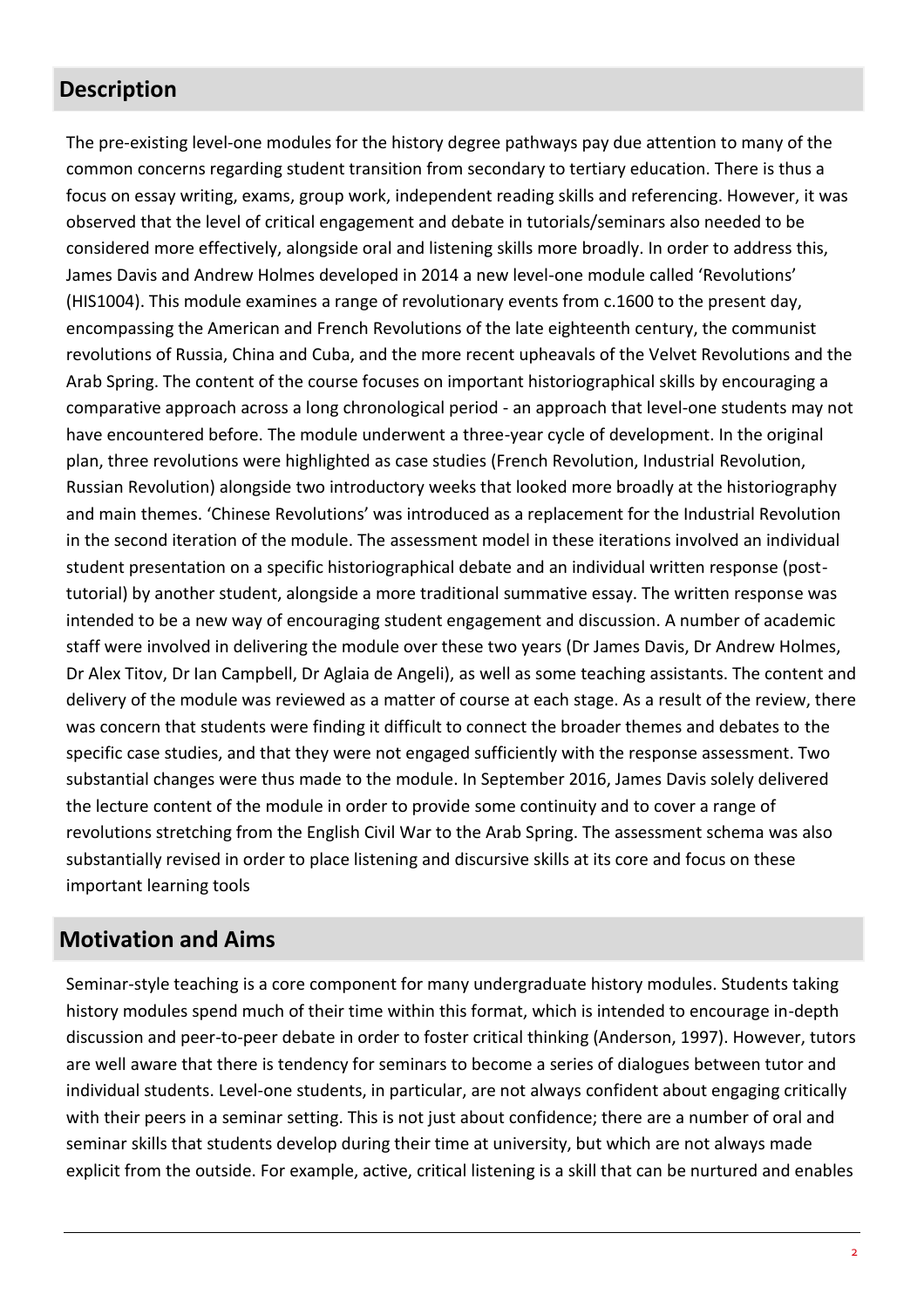## Description

The pre-existing level-one modules for the history degree pathways pay due attention to many of the common concerns regarding student transition from secondary to tertiary education. There is thus a focus on essay writing, exams, group work, independent reading skills and referencing. However, it was observed that the level of critical engagement and debate in tutorials/seminars also needed to be considered more effectively, alongside oral and listening skills more broadly. In order to address this, James Davis and Andrew Holmes developed in 2014 a new level-one module called 'Revolutions' (HIS1004). This module examines a range of revolutionary events from c.1600 to the present day, encompassing the American and French Revolutions of the late eighteenth century, the communist revolutions of Russia, China and Cuba, and the more recent upheavals of the Velvet Revolutions and the Arab Spring. The content of the course focuses on important historiographical skills by encouraging a comparative approach across a long chronological period - an approach that level-one students may not have encountered before. The module underwent a three-year cycle of development. In the original plan, three revolutions were highlighted as case studies (French Revolution, Industrial Revolution, Russian Revolution) alongside two introductory weeks that looked more broadly at the historiography and main themes. 'Chinese Revolutions' was introduced as a replacement for the Industrial Revolution in the second iteration of the module. The assessment model in these iterations involved an individual student presentation on a specific historiographical debate and an individual written response (post-tutorial) by another student, alongside a more traditional summative essay. The written response was intended to be a new way of encouraging student engagement and discussion. A number of academic staff were involved in delivering the module over these two years (Dr James Davis, Dr Andrew Holmes, Dr Alex Titov, Dr Ian Campbell, Dr Aglaia de Angeli), as well as some teaching assistants. The content and delivery of the module was reviewed as a matter of course at each stage. As a result of the review, there was concern that students were finding it difficult to connect the broader themes and debates to the specific case studies, and that they were not engaged sufficiently with the response assessment. Two substantial changes were thus made to the module. In September 2016, James Davis solely delivered the lecture content of the module in order to provide some continuity and to cover a range of revolutions stretching from the English Civil War to the Arab Spring. The assessment schema was also substantially revised in order to place listening and discursive skills at its core and focus on these important learning tools

## Motivation and Aims

Seminar-style teaching is a core component for many undergraduate history modules. Students taking history modules spend much of their time within this format, which is intended to encourage in-depth discussion and peer-to-peer debate in order to foster critical thinking (Anderson, 1997). However, tutors are well aware that there is tendency for seminars to become a series of dialogues between tutor and individual students. Level-one students, in particular, are not always confident about engaging critically with their peers in a seminar setting. This is not just about confidence; there are a number of oral and seminar skills that students develop during their time at university, but which are not always made explicit from the outside. For example, active, critical listening is a skill that can be nurtured and enables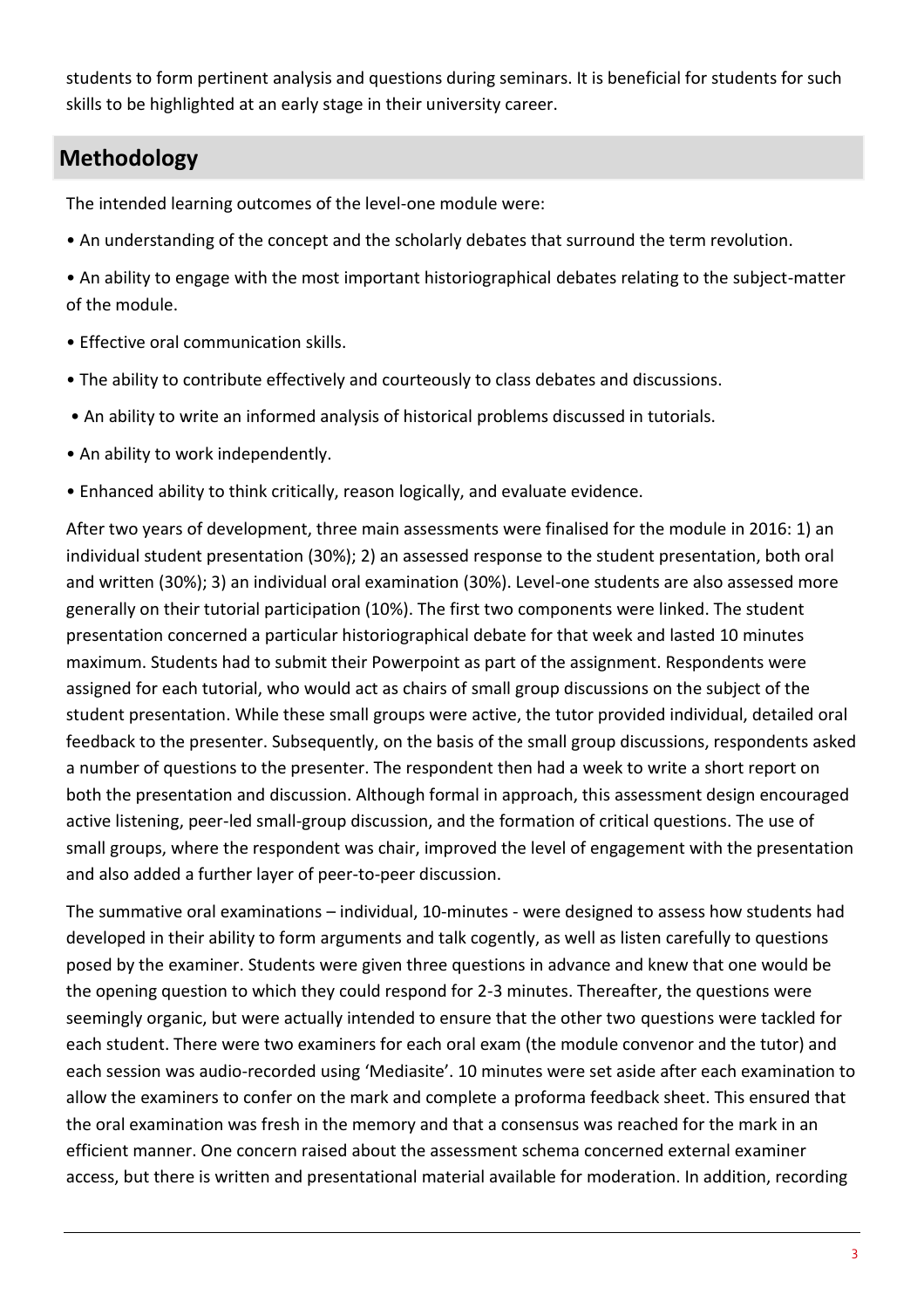students to form pertinent analysis and questions during seminars. It is beneficial for students for such skills to be highlighted at an early stage in their university career.

## Methodology

The intended learning outcomes of the level-one module were:

- An understanding of the concept and the scholarly debates that surround the term revolution.
- An ability to engage with the most important historiographical debates relating to the subject-matter of the module.
- Effective oral communication skills.
- The ability to contribute effectively and courteously to class debates and discussions.
- An ability to write an informed analysis of historical problems discussed in tutorials.
- An ability to work independently.
- Enhanced ability to think critically, reason logically, and evaluate evidence.

After two years of development, three main assessments were finalised for the module in 2016: 1) an individual student presentation (30%); 2) an assessed response to the student presentation, both oral and written (30%); 3) an individual oral examination (30%). Level-one students are also assessed more generally on their tutorial participation (10%). The first two components were linked. The student presentation concerned a particular historiographical debate for that week and lasted 10 minutes maximum. Students had to submit their Powerpoint as part of the assignment. Respondents were assigned for each tutorial, who would act as chairs of small group discussions on the subject of the student presentation. While these small groups were active, the tutor provided individual, detailed oral feedback to the presenter. Subsequently, on the basis of the small group discussions, respondents asked a number of questions to the presenter. The respondent then had a week to write a short report on both the presentation and discussion. Although formal in approach, this assessment design encouraged active listening, peer-led small-group discussion, and the formation of critical questions. The use of small groups, where the respondent was chair, improved the level of engagement with the presentation and also added a further layer of peer-to-peer discussion.

The summative oral examinations – individual, 10-minutes - were designed to assess how students had developed in their ability to form arguments and talk cogently, as well as listen carefully to questions posed by the examiner. Students were given three questions in advance and knew that one would be the opening question to which they could respond for 2-3 minutes. Thereafter, the questions were seemingly organic, but were actually intended to ensure that the other two questions were tackled for each student. There were two examiners for each oral exam (the module convenor and the tutor) and each session was audio-recorded using 'Mediasite'. 10 minutes were set aside after each examination to allow the examiners to confer on the mark and complete a proforma feedback sheet. This ensured that the oral examination was fresh in the memory and that a consensus was reached for the mark in an efficient manner. One concern raised about the assessment schema concerned external examiner access, but there is written and presentational material available for moderation. In addition, recording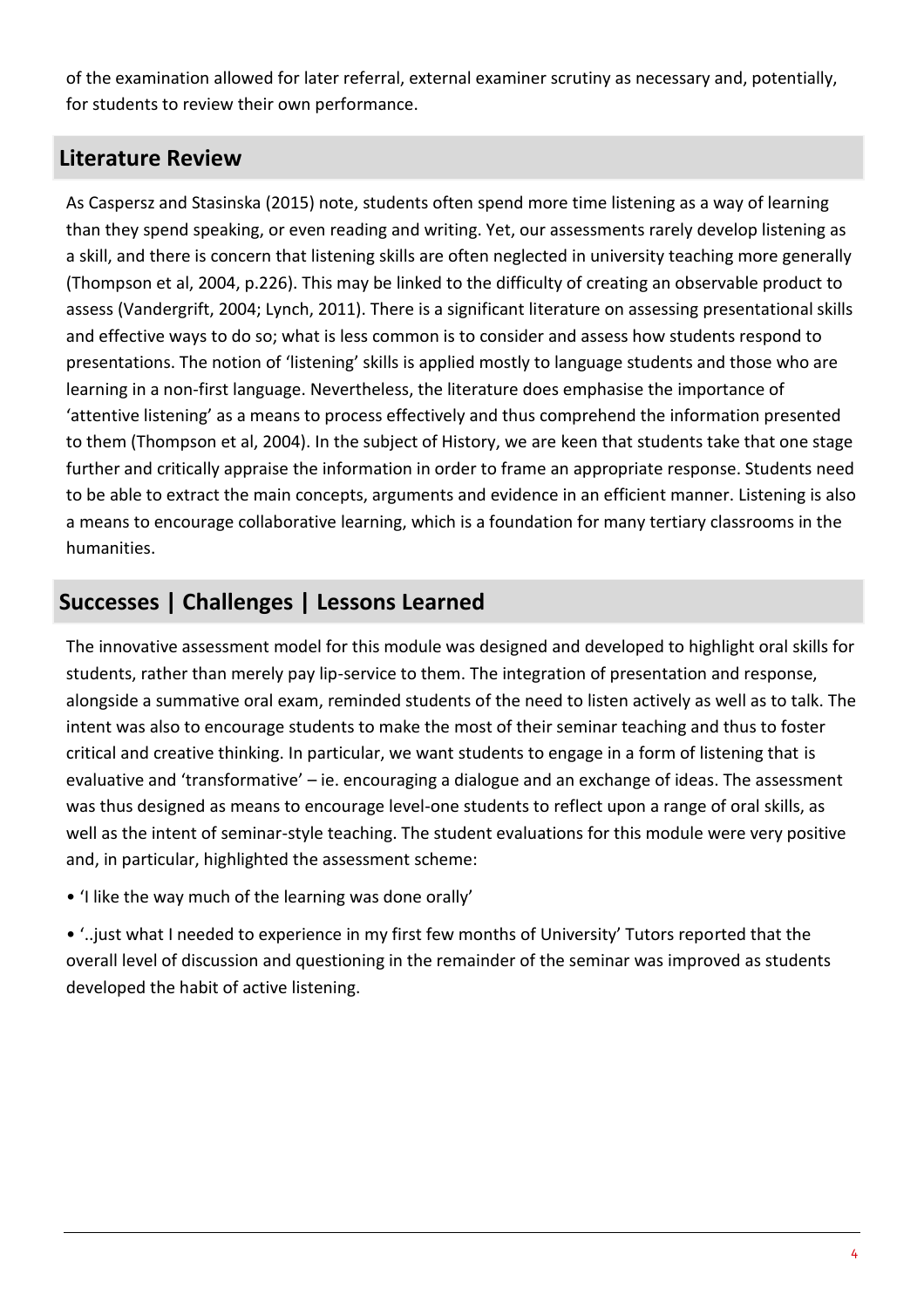of the examination allowed for later referral, external examiner scrutiny as necessary and, potentially, for students to review their own performance.

## Literature Review

As Caspersz and Stasinska (2015) note, students often spend more time listening as a way of learning than they spend speaking, or even reading and writing. Yet, our assessments rarely develop listening as a skill, and there is concern that listening skills are often neglected in university teaching more generally (Thompson et al, 2004, p.226). This may be linked to the difficulty of creating an observable product to assess (Vandergrift, 2004; Lynch, 2011). There is a significant literature on assessing presentational skills and effective ways to do so; what is less common is to consider and assess how students respond to presentations. The notion of 'listening' skills is applied mostly to language students and those who are learning in a non-first language. Nevertheless, the literature does emphasise the importance of 'attentive listening' as a means to process effectively and thus comprehend the information presented to them (Thompson et al, 2004). In the subject of History, we are keen that students take that one stage further and critically appraise the information in order to frame an appropriate response. Students need to be able to extract the main concepts, arguments and evidence in an efficient manner. Listening is also a means to encourage collaborative learning, which is a foundation for many tertiary classrooms in the humanities.

## Successes | Challenges | Lessons Learned

The innovative assessment model for this module was designed and developed to highlight oral skills for students, rather than merely pay lip-service to them. The integration of presentation and response, alongside a summative oral exam, reminded students of the need to listen actively as well as to talk. The intent was also to encourage students to make the most of their seminar teaching and thus to foster critical and creative thinking. In particular, we want students to engage in a form of listening that is evaluative and 'transformative' – ie. encouraging a dialogue and an exchange of ideas. The assessment was thus designed as means to encourage level-one students to reflect upon a range of oral skills, as well as the intent of seminar-style teaching. The student evaluations for this module were very positive and, in particular, highlighted the assessment scheme:

- 'I like the way much of the learning was done orally'
- '..just what I needed to experience in my first few months of University' Tutors reported that the overall level of discussion and questioning in the remainder of the seminar was improved as students developed the habit of active listening.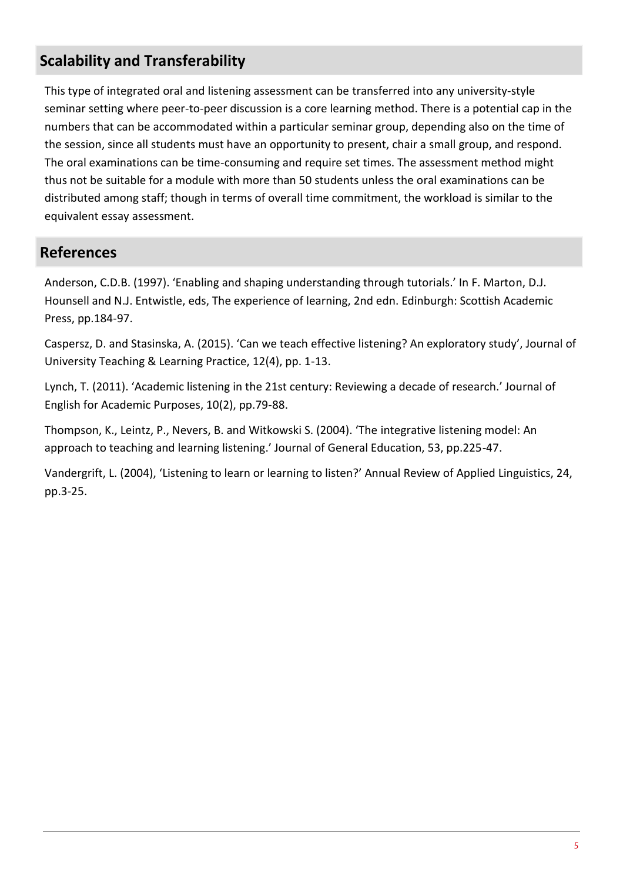## Scalability and Transferability

This type of integrated oral and listening assessment can be transferred into any university-style seminar setting where peer-to-peer discussion is a core learning method. There is a potential cap in the numbers that can be accommodated within a particular seminar group, depending also on the time of the session, since all students must have an opportunity to present, chair a small group, and respond. The oral examinations can be time-consuming and require set times. The assessment method might thus not be suitable for a module with more than 50 students unless the oral examinations can be distributed among staff; though in terms of overall time commitment, the workload is similar to the equivalent essay assessment.

## References

Anderson, C.D.B. (1997). 'Enabling and shaping understanding through tutorials.' In F. Marton, D.J. Hounsell and N.J. Entwistle, eds, The experience of learning, 2nd edn. Edinburgh: Scottish Academic Press, pp.184-97.

Caspersz, D. and Stasinska, A. (2015). 'Can we teach effective listening? An exploratory study', Journal of University Teaching & Learning Practice, 12(4), pp. 1-13.

Lynch, T. (2011). 'Academic listening in the 21st century: Reviewing a decade of research.' Journal of English for Academic Purposes, 10(2), pp.79-88.

Thompson, K., Leintz, P., Nevers, B. and Witkowski S. (2004). 'The integrative listening model: An approach to teaching and learning listening.' Journal of General Education, 53, pp.225-47.

Vandergrift, L. (2004), 'Listening to learn or learning to listen?' Annual Review of Applied Linguistics, 24, pp.3-25.